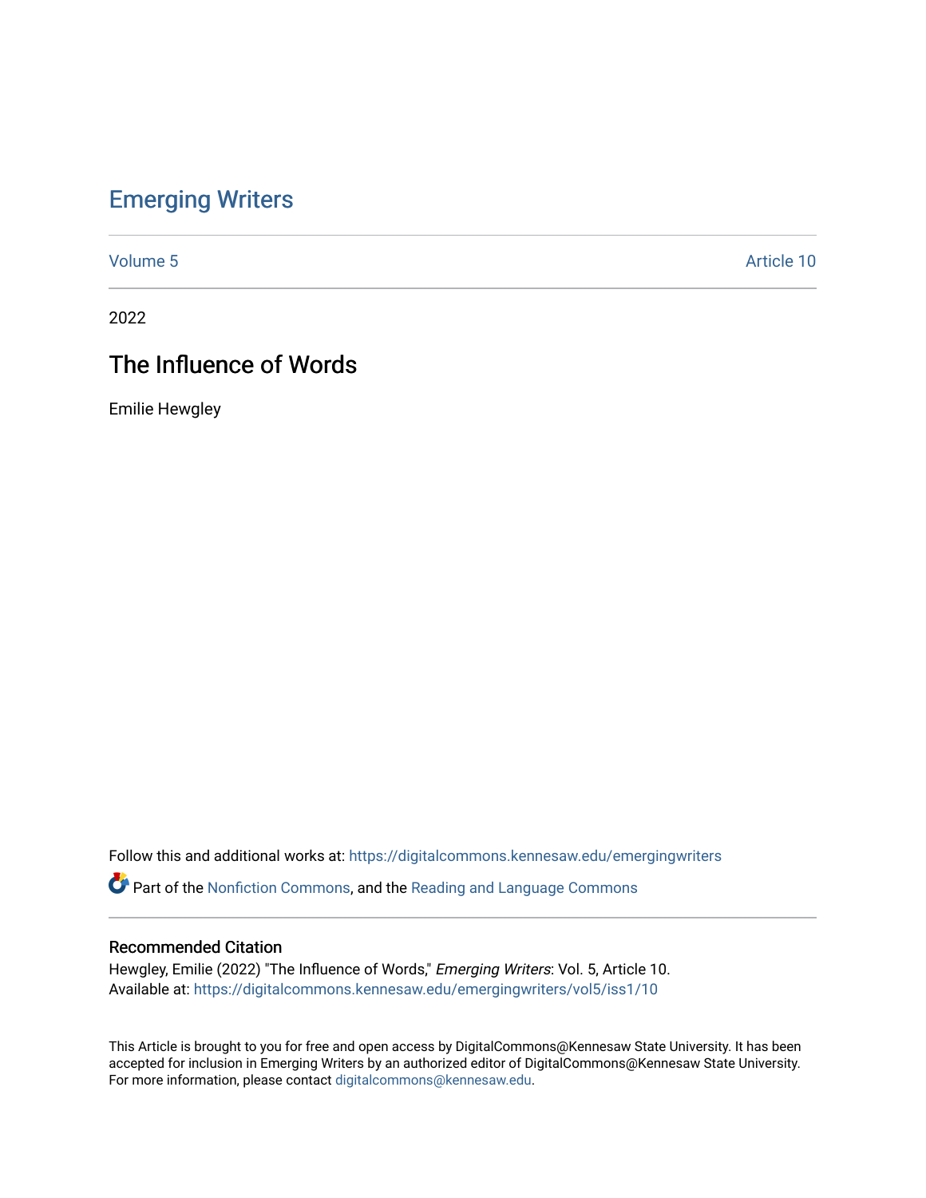# Emerging Writers

Volume 5 Article 10

2022

## The Influence of Words

Emilie Hewgley

Follow this and additional works at: https://digitalcommons.kennesaw.edu/emergingwriters

Part of the Nonfiction Commons, and the Reading and Language Commons

### Recommended Citation

Hewgley, Emilie (2022) "The Influence of Words," *Emerging Writers*: Vol. 5, Article 10.
Available at: https://digitalcommons.kennesaw.edu/emergingwriters/vol5/iss1/10

This Article is brought to you for free and open access by DigitalCommons@Kennesaw State University. It has been accepted for inclusion in Emerging Writers by an authorized editor of DigitalCommons@Kennesaw State University. For more information, please contact digitalcommons@kennesaw.edu.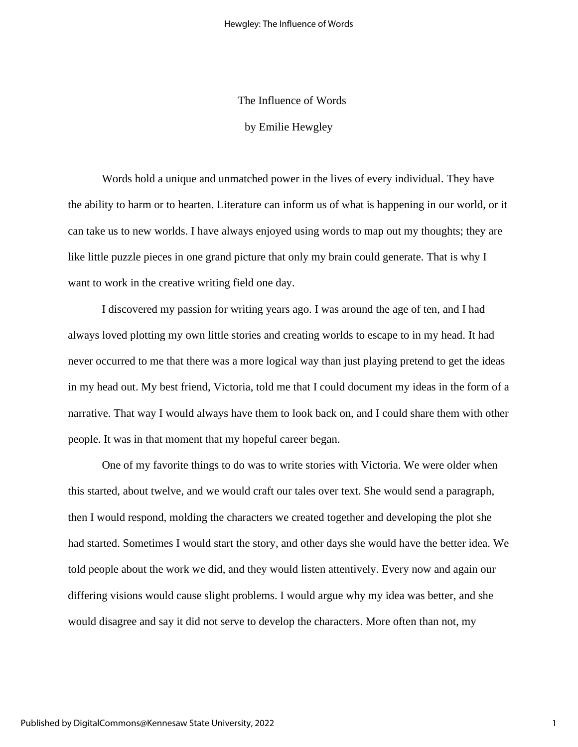# The Influence of Words

by Emilie Hewgley

Words hold a unique and unmatched power in the lives of every individual. They have the ability to harm or to hearten. Literature can inform us of what is happening in our world, or it can take us to new worlds. I have always enjoyed using words to map out my thoughts; they are like little puzzle pieces in one grand picture that only my brain could generate. That is why I want to work in the creative writing field one day.

I discovered my passion for writing years ago. I was around the age of ten, and I had always loved plotting my own little stories and creating worlds to escape to in my head. It had never occurred to me that there was a more logical way than just playing pretend to get the ideas in my head out. My best friend, Victoria, told me that I could document my ideas in the form of a narrative. That way I would always have them to look back on, and I could share them with other people. It was in that moment that my hopeful career began.

One of my favorite things to do was to write stories with Victoria. We were older when this started, about twelve, and we would craft our tales over text. She would send a paragraph, then I would respond, molding the characters we created together and developing the plot she had started. Sometimes I would start the story, and other days she would have the better idea. We told people about the work we did, and they would listen attentively. Every now and again our differing visions would cause slight problems. I would argue why my idea was better, and she would disagree and say it did not serve to develop the characters. More often than not, my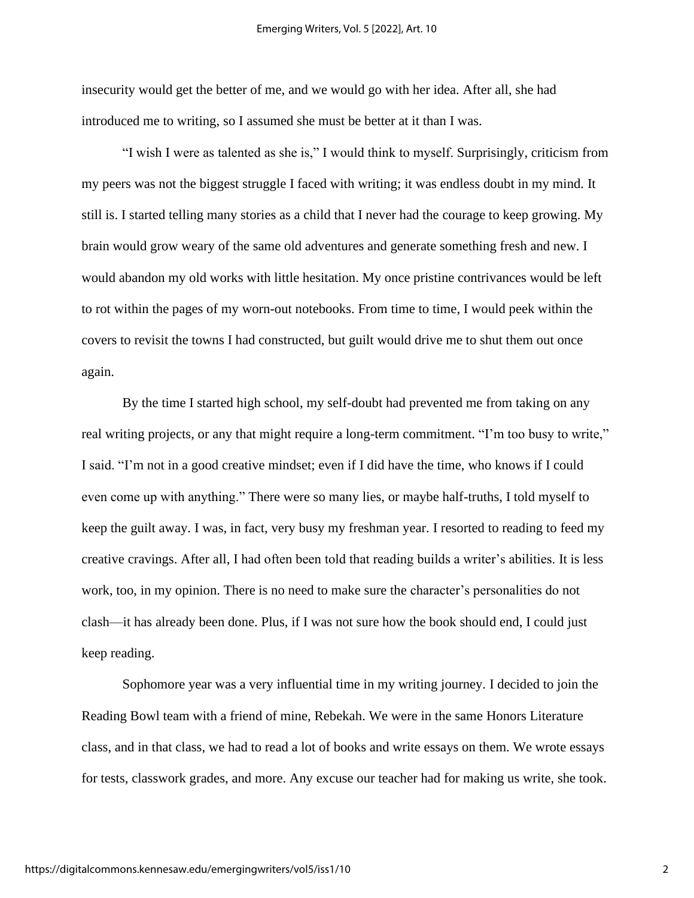insecurity would get the better of me, and we would go with her idea. After all, she had introduced me to writing, so I assumed she must be better at it than I was.

"I wish I were as talented as she is," I would think to myself. Surprisingly, criticism from my peers was not the biggest struggle I faced with writing; it was endless doubt in my mind. It still is. I started telling many stories as a child that I never had the courage to keep growing. My brain would grow weary of the same old adventures and generate something fresh and new. I would abandon my old works with little hesitation. My once pristine contrivances would be left to rot within the pages of my worn-out notebooks. From time to time, I would peek within the covers to revisit the towns I had constructed, but guilt would drive me to shut them out once again.

By the time I started high school, my self-doubt had prevented me from taking on any real writing projects, or any that might require a long-term commitment. "I'm too busy to write," I said. "I'm not in a good creative mindset; even if I did have the time, who knows if I could even come up with anything." There were so many lies, or maybe half-truths, I told myself to keep the guilt away. I was, in fact, very busy my freshman year. I resorted to reading to feed my creative cravings. After all, I had often been told that reading builds a writer's abilities. It is less work, too, in my opinion. There is no need to make sure the character's personalities do not clash—it has already been done. Plus, if I was not sure how the book should end, I could just keep reading.

Sophomore year was a very influential time in my writing journey. I decided to join the Reading Bowl team with a friend of mine, Rebekah. We were in the same Honors Literature class, and in that class, we had to read a lot of books and write essays on them. We wrote essays for tests, classwork grades, and more. Any excuse our teacher had for making us write, she took.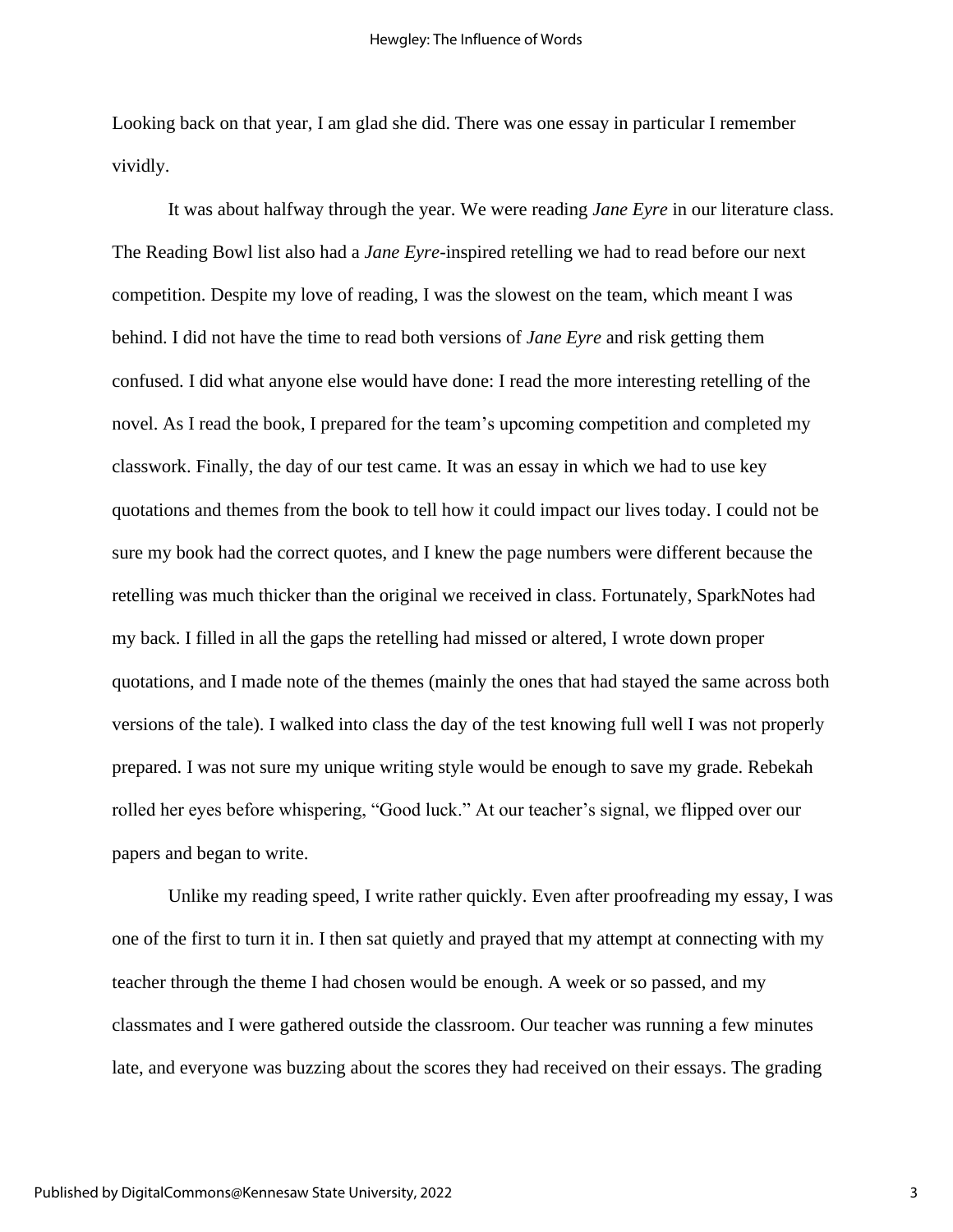Looking back on that year, I am glad she did. There was one essay in particular I remember vividly.

It was about halfway through the year. We were reading *Jane Eyre* in our literature class. The Reading Bowl list also had a *Jane Eyre*-inspired retelling we had to read before our next competition. Despite my love of reading, I was the slowest on the team, which meant I was behind. I did not have the time to read both versions of *Jane Eyre* and risk getting them confused. I did what anyone else would have done: I read the more interesting retelling of the novel. As I read the book, I prepared for the team's upcoming competition and completed my classwork. Finally, the day of our test came. It was an essay in which we had to use key quotations and themes from the book to tell how it could impact our lives today. I could not be sure my book had the correct quotes, and I knew the page numbers were different because the retelling was much thicker than the original we received in class. Fortunately, SparkNotes had my back. I filled in all the gaps the retelling had missed or altered, I wrote down proper quotations, and I made note of the themes (mainly the ones that had stayed the same across both versions of the tale). I walked into class the day of the test knowing full well I was not properly prepared. I was not sure my unique writing style would be enough to save my grade. Rebekah rolled her eyes before whispering, "Good luck." At our teacher's signal, we flipped over our papers and began to write.

Unlike my reading speed, I write rather quickly. Even after proofreading my essay, I was one of the first to turn it in. I then sat quietly and prayed that my attempt at connecting with my teacher through the theme I had chosen would be enough. A week or so passed, and my classmates and I were gathered outside the classroom. Our teacher was running a few minutes late, and everyone was buzzing about the scores they had received on their essays. The grading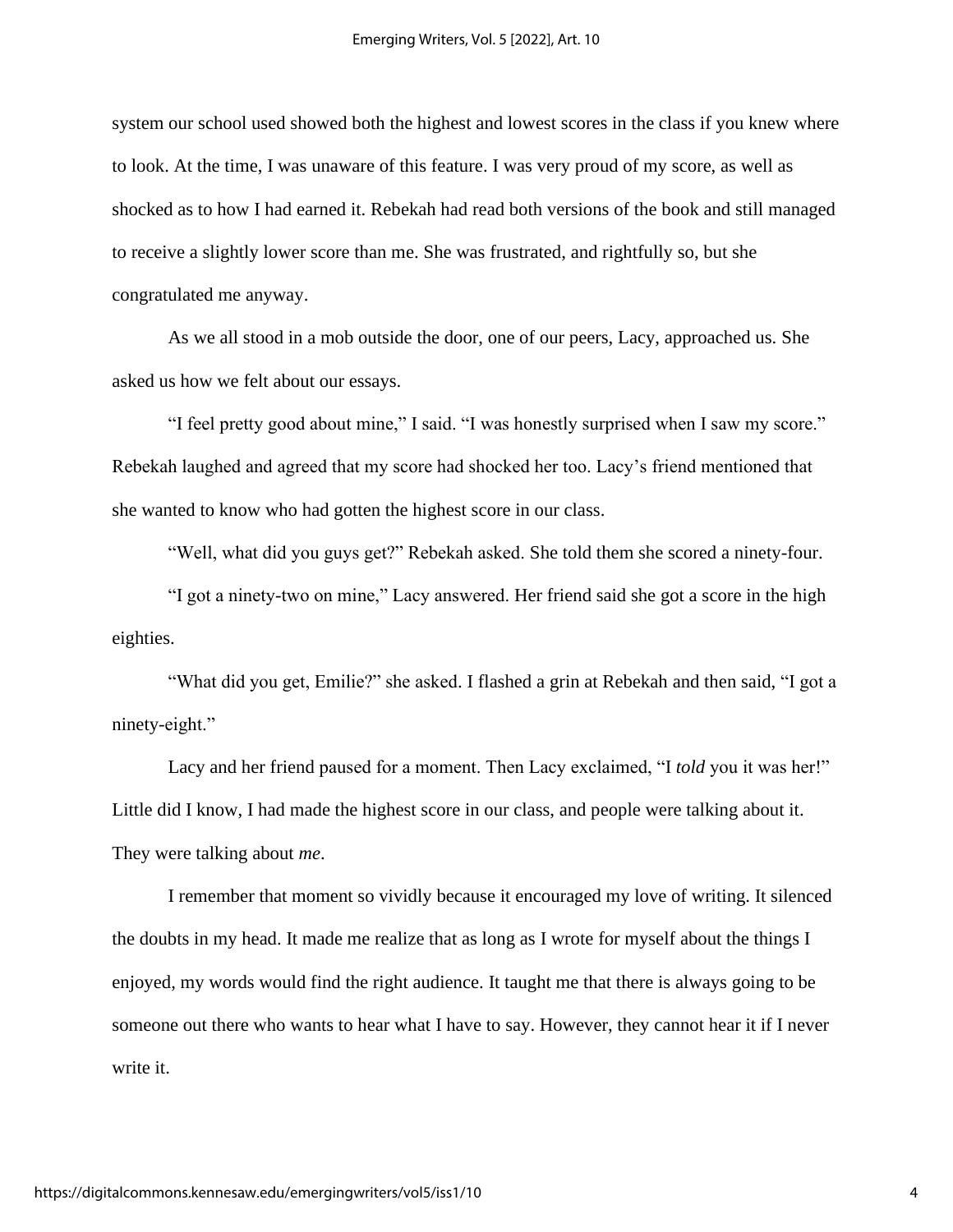system our school used showed both the highest and lowest scores in the class if you knew where to look. At the time, I was unaware of this feature. I was very proud of my score, as well as shocked as to how I had earned it. Rebekah had read both versions of the book and still managed to receive a slightly lower score than me. She was frustrated, and rightfully so, but she congratulated me anyway.

As we all stood in a mob outside the door, one of our peers, Lacy, approached us. She asked us how we felt about our essays.

"I feel pretty good about mine," I said. "I was honestly surprised when I saw my score." Rebekah laughed and agreed that my score had shocked her too. Lacy's friend mentioned that she wanted to know who had gotten the highest score in our class.

"Well, what did you guys get?" Rebekah asked. She told them she scored a ninety-four.

"I got a ninety-two on mine," Lacy answered. Her friend said she got a score in the high eighties.

"What did you get, Emilie?" she asked. I flashed a grin at Rebekah and then said, "I got a ninety-eight."

Lacy and her friend paused for a moment. Then Lacy exclaimed, "I *told* you it was her!" Little did I know, I had made the highest score in our class, and people were talking about it. They were talking about *me*.

I remember that moment so vividly because it encouraged my love of writing. It silenced the doubts in my head. It made me realize that as long as I wrote for myself about the things I enjoyed, my words would find the right audience. It taught me that there is always going to be someone out there who wants to hear what I have to say. However, they cannot hear it if I never write it.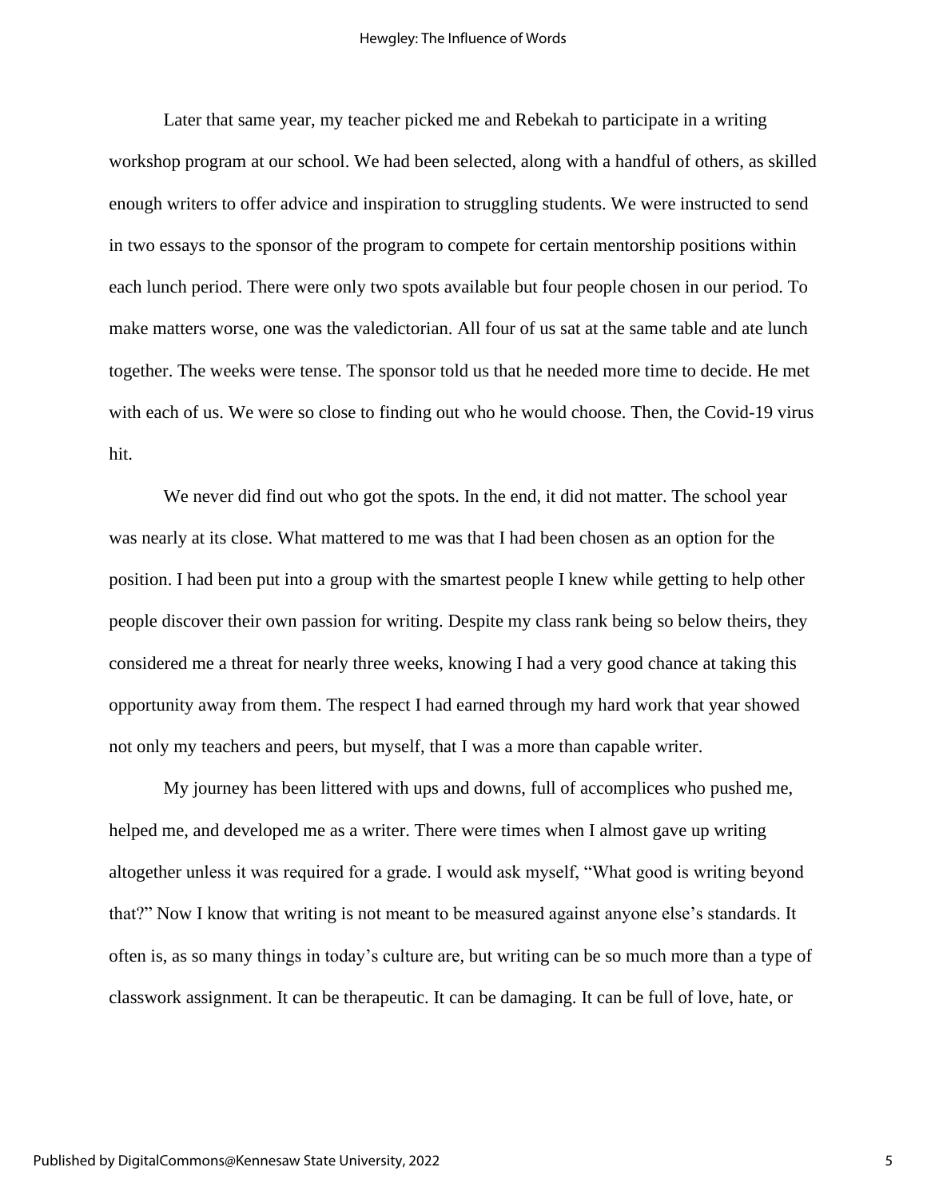Later that same year, my teacher picked me and Rebekah to participate in a writing workshop program at our school. We had been selected, along with a handful of others, as skilled enough writers to offer advice and inspiration to struggling students. We were instructed to send in two essays to the sponsor of the program to compete for certain mentorship positions within each lunch period. There were only two spots available but four people chosen in our period. To make matters worse, one was the valedictorian. All four of us sat at the same table and ate lunch together. The weeks were tense. The sponsor told us that he needed more time to decide. He met with each of us. We were so close to finding out who he would choose. Then, the Covid-19 virus hit.

We never did find out who got the spots. In the end, it did not matter. The school year was nearly at its close. What mattered to me was that I had been chosen as an option for the position. I had been put into a group with the smartest people I knew while getting to help other people discover their own passion for writing. Despite my class rank being so below theirs, they considered me a threat for nearly three weeks, knowing I had a very good chance at taking this opportunity away from them. The respect I had earned through my hard work that year showed not only my teachers and peers, but myself, that I was a more than capable writer.

My journey has been littered with ups and downs, full of accomplices who pushed me, helped me, and developed me as a writer. There were times when I almost gave up writing altogether unless it was required for a grade. I would ask myself, "What good is writing beyond that?" Now I know that writing is not meant to be measured against anyone else's standards. It often is, as so many things in today's culture are, but writing can be so much more than a type of classwork assignment. It can be therapeutic. It can be damaging. It can be full of love, hate, or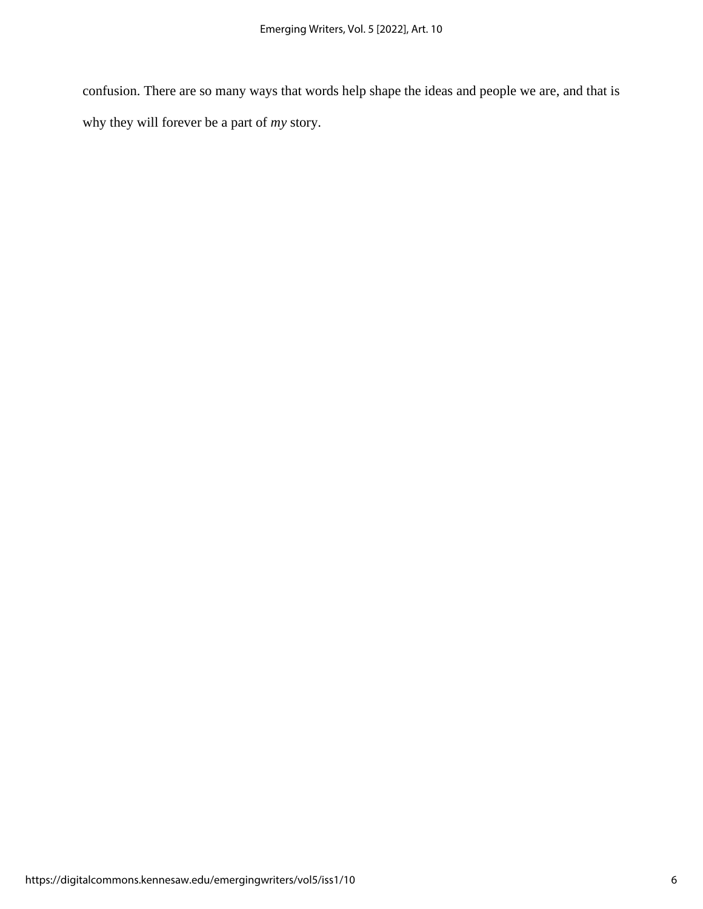confusion. There are so many ways that words help shape the ideas and people we are, and that is why they will forever be a part of *my* story.